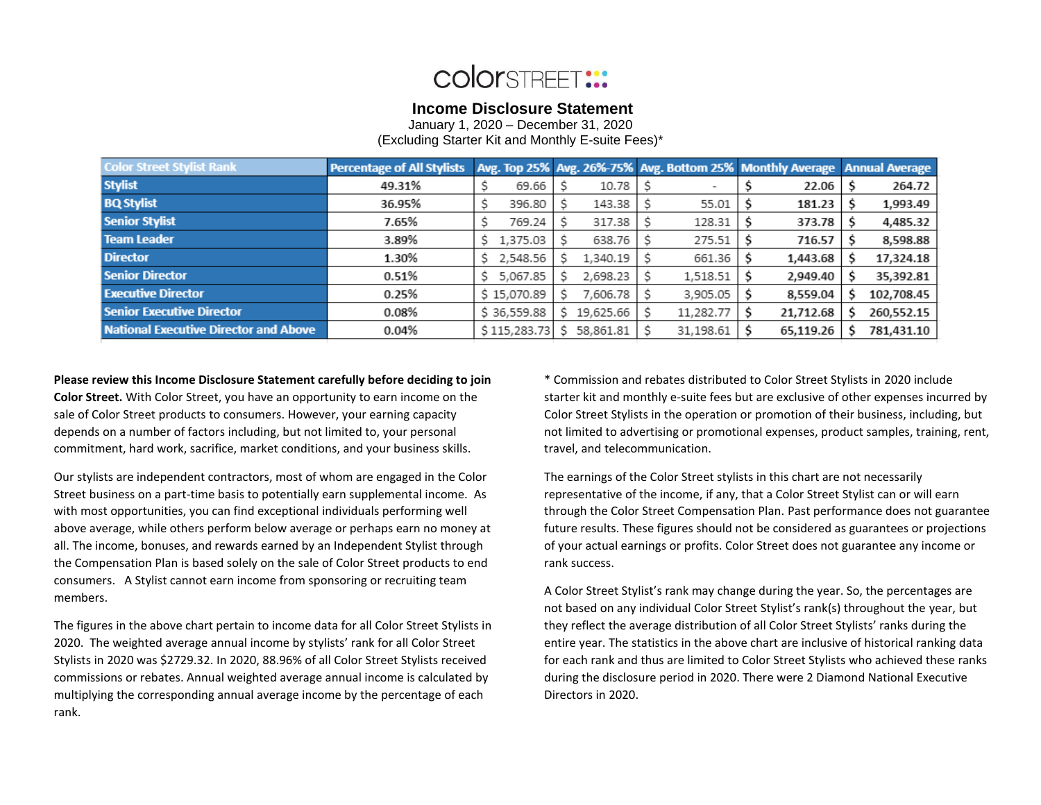colorSTREET

# Income Disclosure Statement

January 1, 2020 – December 31, 2020
(Excluding Starter Kit and Monthly E-suite Fees)*

| Color Street Stylist Rank | Percentage of All Stylists | Avg. Top 25% | Avg. 26%-75% | Avg. Bottom 25% | Monthly Average | Annual Average |
|---|---|---|---|---|---|---|
| Stylist | 49.31% | $ 69.66 | $ 10.78 | $ - | $ 22.06 | $ 264.72 |
| BQ Stylist | 36.95% | $ 396.80 | $ 143.38 | $ 55.01 | $ 181.23 | $ 1,993.49 |
| Senior Stylist | 7.65% | $ 769.24 | $ 317.38 | $ 128.31 | $ 373.78 | $ 4,485.32 |
| Team Leader | 3.89% | $ 1,375.03 | $ 638.76 | $ 275.51 | $ 716.57 | $ 8,598.88 |
| Director | 1.30% | $ 2,548.56 | $ 1,340.19 | $ 661.36 | $ 1,443.68 | $ 17,324.18 |
| Senior Director | 0.51% | $ 5,067.85 | $ 2,698.23 | $ 1,518.51 | $ 2,949.40 | $ 35,392.81 |
| Executive Director | 0.25% | $ 15,070.89 | $ 7,606.78 | $ 3,905.05 | $ 8,559.04 | $ 102,708.45 |
| Senior Executive Director | 0.08% | $ 36,559.88 | $ 19,625.66 | $ 11,282.77 | $ 21,712.68 | $ 260,552.15 |
| National Executive Director and Above | 0.04% | $ 115,283.73 | $ 58,861.81 | $ 31,198.61 | $ 65,119.26 | $ 781,431.10 |

**Please review this Income Disclosure Statement carefully before deciding to join Color Street.** With Color Street, you have an opportunity to earn income on the sale of Color Street products to consumers. However, your earning capacity depends on a number of factors including, but not limited to, your personal commitment, hard work, sacrifice, market conditions, and your business skills.

Our stylists are independent contractors, most of whom are engaged in the Color Street business on a part-time basis to potentially earn supplemental income. As with most opportunities, you can find exceptional individuals performing well above average, while others perform below average or perhaps earn no money at all. The income, bonuses, and rewards earned by an Independent Stylist through the Compensation Plan is based solely on the sale of Color Street products to end consumers. A Stylist cannot earn income from sponsoring or recruiting team members.

The figures in the above chart pertain to income data for all Color Street Stylists in 2020. The weighted average annual income by stylists' rank for all Color Street Stylists in 2020 was $2729.32. In 2020, 88.96% of all Color Street Stylists received commissions or rebates. Annual weighted average annual income is calculated by multiplying the corresponding annual average income by the percentage of each rank.

* Commission and rebates distributed to Color Street Stylists in 2020 include starter kit and monthly e-suite fees but are exclusive of other expenses incurred by Color Street Stylists in the operation or promotion of their business, including, but not limited to advertising or promotional expenses, product samples, training, rent, travel, and telecommunication.

The earnings of the Color Street stylists in this chart are not necessarily representative of the income, if any, that a Color Street Stylist can or will earn through the Color Street Compensation Plan. Past performance does not guarantee future results. These figures should not be considered as guarantees or projections of your actual earnings or profits. Color Street does not guarantee any income or rank success.

A Color Street Stylist's rank may change during the year. So, the percentages are not based on any individual Color Street Stylist's rank(s) throughout the year, but they reflect the average distribution of all Color Street Stylists' ranks during the entire year. The statistics in the above chart are inclusive of historical ranking data for each rank and thus are limited to Color Street Stylists who achieved these ranks during the disclosure period in 2020. There were 2 Diamond National Executive Directors in 2020.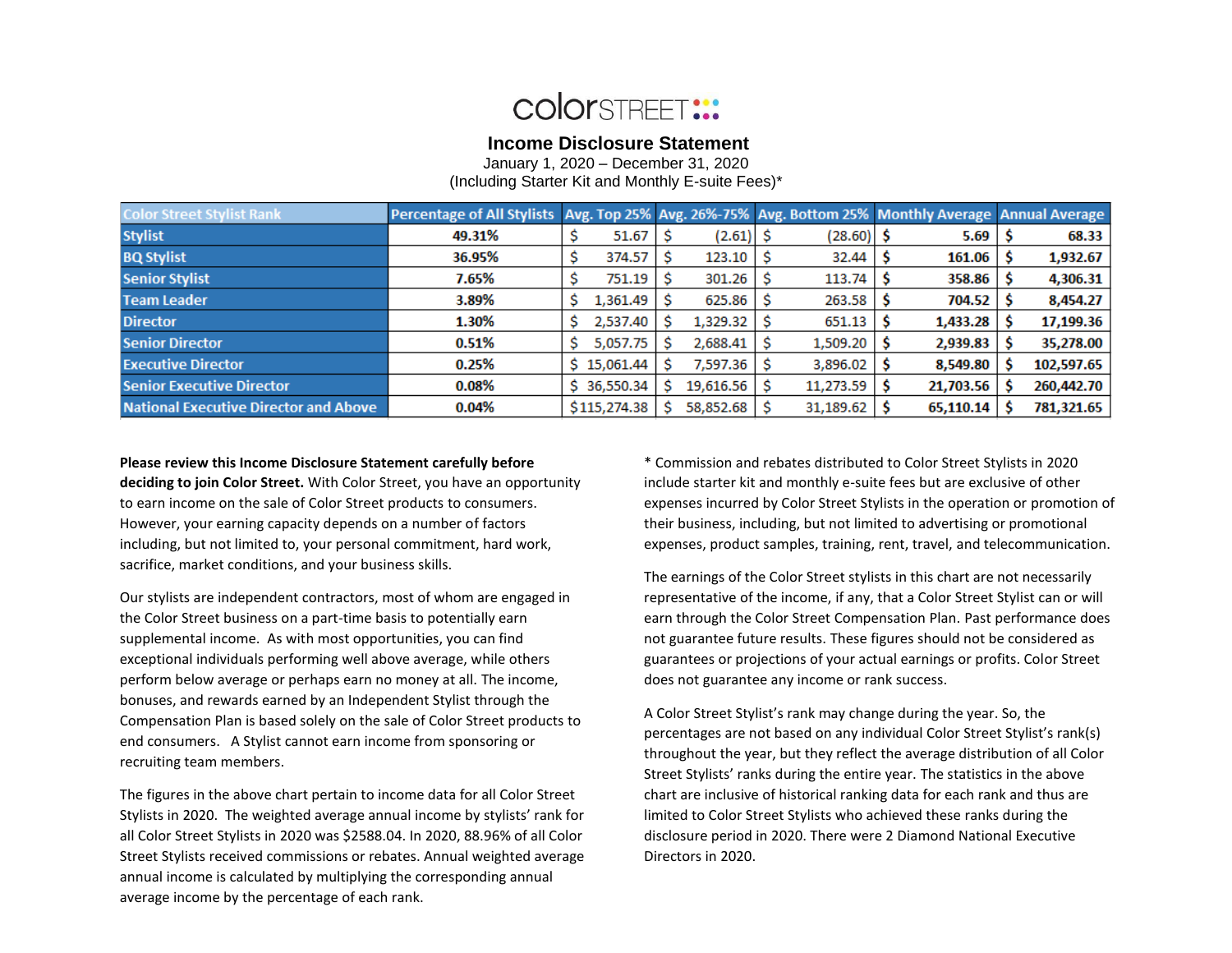colorSTREET

# Income Disclosure Statement

January 1, 2020 – December 31, 2020
(Including Starter Kit and Monthly E-suite Fees)*

| Color Street Stylist Rank | Percentage of All Stylists | Avg. Top 25% | Avg. 26%-75% | Avg. Bottom 25% | Monthly Average | Annual Average |
|---|---|---|---|---|---|---|
| Stylist | 49.31% | $ 51.67 | $ (2.61) | $ (28.60) | $ 5.69 | $ 68.33 |
| BQ Stylist | 36.95% | $ 374.57 | $ 123.10 | $ 32.44 | $ 161.06 | $ 1,932.67 |
| Senior Stylist | 7.65% | $ 751.19 | $ 301.26 | $ 113.74 | $ 358.86 | $ 4,306.31 |
| Team Leader | 3.89% | $ 1,361.49 | $ 625.86 | $ 263.58 | $ 704.52 | $ 8,454.27 |
| Director | 1.30% | $ 2,537.40 | $ 1,329.32 | $ 651.13 | $ 1,433.28 | $ 17,199.36 |
| Senior Director | 0.51% | $ 5,057.75 | $ 2,688.41 | $ 1,509.20 | $ 2,939.83 | $ 35,278.00 |
| Executive Director | 0.25% | $ 15,061.44 | $ 7,597.36 | $ 3,896.02 | $ 8,549.80 | $ 102,597.65 |
| Senior Executive Director | 0.08% | $ 36,550.34 | $ 19,616.56 | $ 11,273.59 | $ 21,703.56 | $ 260,442.70 |
| National Executive Director and Above | 0.04% | $115,274.38 | $ 58,852.68 | $ 31,189.62 | $ 65,110.14 | $ 781,321.65 |

**Please review this Income Disclosure Statement carefully before deciding to join Color Street.** With Color Street, you have an opportunity to earn income on the sale of Color Street products to consumers. However, your earning capacity depends on a number of factors including, but not limited to, your personal commitment, hard work, sacrifice, market conditions, and your business skills.

Our stylists are independent contractors, most of whom are engaged in the Color Street business on a part-time basis to potentially earn supplemental income. As with most opportunities, you can find exceptional individuals performing well above average, while others perform below average or perhaps earn no money at all. The income, bonuses, and rewards earned by an Independent Stylist through the Compensation Plan is based solely on the sale of Color Street products to end consumers. A Stylist cannot earn income from sponsoring or recruiting team members.

The figures in the above chart pertain to income data for all Color Street Stylists in 2020. The weighted average annual income by stylists' rank for all Color Street Stylists in 2020 was $2588.04. In 2020, 88.96% of all Color Street Stylists received commissions or rebates. Annual weighted average annual income is calculated by multiplying the corresponding annual average income by the percentage of each rank.

* Commission and rebates distributed to Color Street Stylists in 2020 include starter kit and monthly e-suite fees but are exclusive of other expenses incurred by Color Street Stylists in the operation or promotion of their business, including, but not limited to advertising or promotional expenses, product samples, training, rent, travel, and telecommunication.

The earnings of the Color Street stylists in this chart are not necessarily representative of the income, if any, that a Color Street Stylist can or will earn through the Color Street Compensation Plan. Past performance does not guarantee future results. These figures should not be considered as guarantees or projections of your actual earnings or profits. Color Street does not guarantee any income or rank success.

A Color Street Stylist's rank may change during the year. So, the percentages are not based on any individual Color Street Stylist's rank(s) throughout the year, but they reflect the average distribution of all Color Street Stylists' ranks during the entire year. The statistics in the above chart are inclusive of historical ranking data for each rank and thus are limited to Color Street Stylists who achieved these ranks during the disclosure period in 2020. There were 2 Diamond National Executive Directors in 2020.